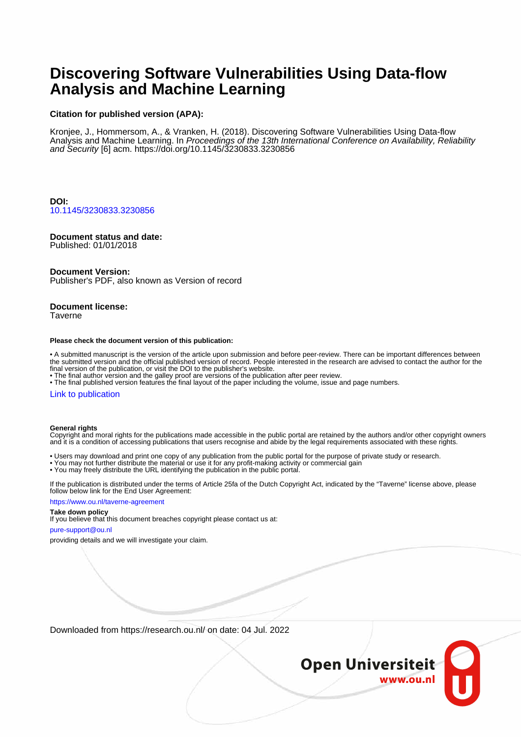# Discovering Software Vulnerabilities Using Data-flow Analysis and Machine Learning

**Citation for published version (APA):**

Kronjee, J., Hommersom, A., & Vranken, H. (2018). Discovering Software Vulnerabilities Using Data-flow Analysis and Machine Learning. In *Proceedings of the 13th International Conference on Availability, Reliability and Security* [6] acm. https://doi.org/10.1145/3230833.3230856

**DOI:**
10.1145/3230833.3230856

**Document status and date:**
Published: 01/01/2018

**Document Version:**
Publisher's PDF, also known as Version of record

**Document license:**
Taverne

**Please check the document version of this publication:**

- A submitted manuscript is the version of the article upon submission and before peer-review. There can be important differences between the submitted version and the official published version of record. People interested in the research are advised to contact the author for the final version of the publication, or visit the DOI to the publisher's website.
- The final author version and the galley proof are versions of the publication after peer review.
- The final published version features the final layout of the paper including the volume, issue and page numbers.

Link to publication

**General rights**
Copyright and moral rights for the publications made accessible in the public portal are retained by the authors and/or other copyright owners and it is a condition of accessing publications that users recognise and abide by the legal requirements associated with these rights.

- Users may download and print one copy of any publication from the public portal for the purpose of private study or research.
- You may not further distribute the material or use it for any profit-making activity or commercial gain
- You may freely distribute the URL identifying the publication in the public portal.

If the publication is distributed under the terms of Article 25fa of the Dutch Copyright Act, indicated by the "Taverne" license above, please follow below link for the End User Agreement:

https://www.ou.nl/taverne-agreement

**Take down policy**
If you believe that this document breaches copyright please contact us at:

pure-support@ou.nl

providing details and we will investigate your claim.

Downloaded from https://research.ou.nl/ on date: 04 Jul. 2022

Open Universiteit
www.ou.nl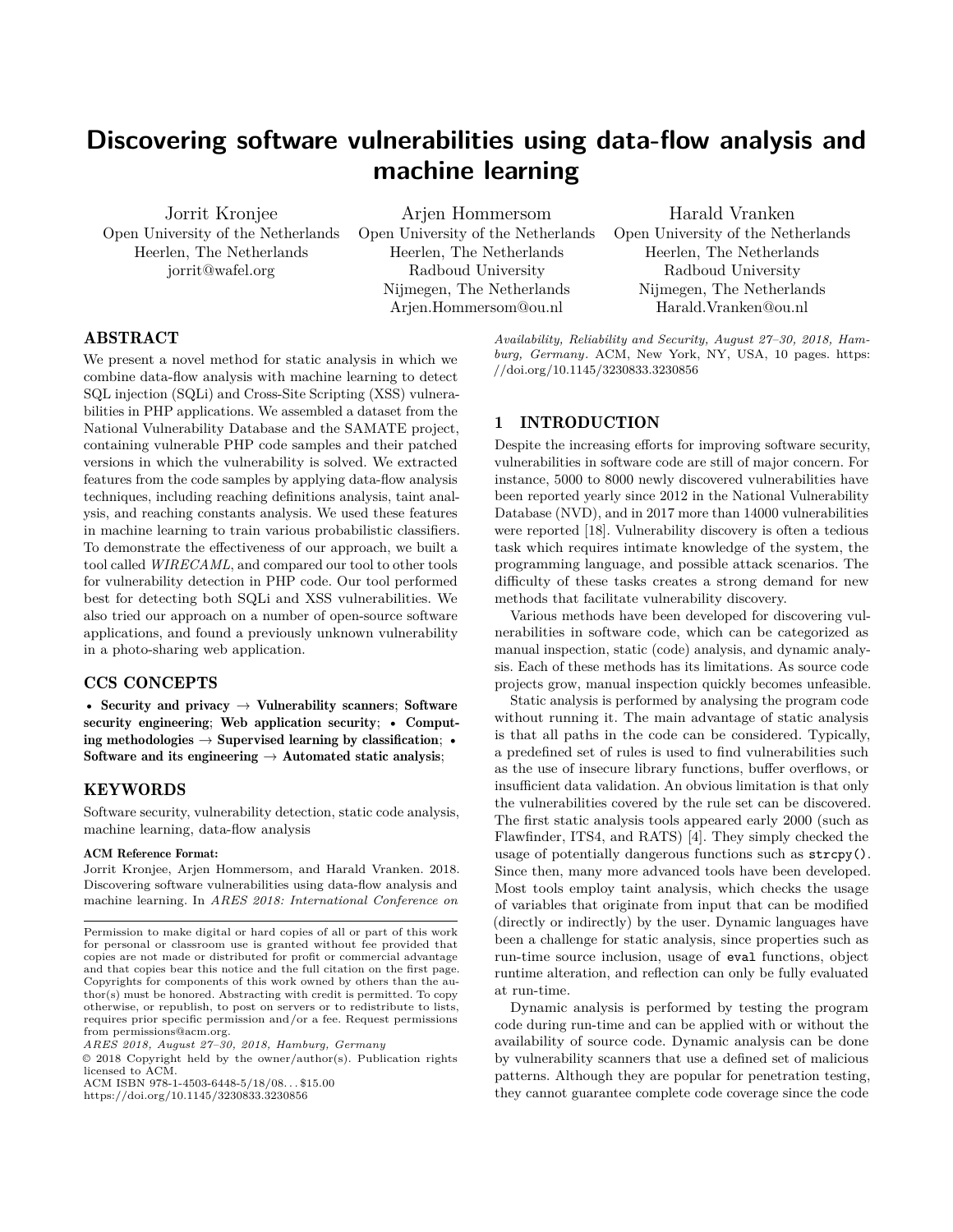# Discovering software vulnerabilities using data-flow analysis and machine learning

Jorrit Kronjee
Open University of the Netherlands
Heerlen, The Netherlands
jorrit@wafel.org

Arjen Hommersom
Open University of the Netherlands
Heerlen, The Netherlands
Radboud University
Nijmegen, The Netherlands
Arjen.Hommersom@ou.nl

Harald Vranken
Open University of the Netherlands
Heerlen, The Netherlands
Radboud University
Nijmegen, The Netherlands
Harald.Vranken@ou.nl

## ABSTRACT

We present a novel method for static analysis in which we combine data-flow analysis with machine learning to detect SQL injection (SQLi) and Cross-Site Scripting (XSS) vulnerabilities in PHP applications. We assembled a dataset from the National Vulnerability Database and the SAMATE project, containing vulnerable PHP code samples and their patched versions in which the vulnerability is solved. We extracted features from the code samples by applying data-flow analysis techniques, including reaching definitions analysis, taint analysis, and reaching constants analysis. We used these features in machine learning to train various probabilistic classifiers. To demonstrate the effectiveness of our approach, we built a tool called *WIRECAML*, and compared our tool to other tools for vulnerability detection in PHP code. Our tool performed best for detecting both SQLi and XSS vulnerabilities. We also tried our approach on a number of open-source software applications, and found a previously unknown vulnerability in a photo-sharing web application.

## CCS CONCEPTS

• **Security and privacy** → **Vulnerability scanners**; **Software security engineering**; **Web application security**; • **Computing methodologies** → **Supervised learning by classification**; • **Software and its engineering** → **Automated static analysis**;

## KEYWORDS

Software security, vulnerability detection, static code analysis, machine learning, data-flow analysis

**ACM Reference Format:**
Jorrit Kronjee, Arjen Hommersom, and Harald Vranken. 2018. Discovering software vulnerabilities using data-flow analysis and machine learning. In *ARES 2018: International Conference on Availability, Reliability and Security, August 27–30, 2018, Hamburg, Germany.* ACM, New York, NY, USA, 10 pages. https://doi.org/10.1145/3230833.3230856

Permission to make digital or hard copies of all or part of this work for personal or classroom use is granted without fee provided that copies are not made or distributed for profit or commercial advantage and that copies bear this notice and the full citation on the first page. Copyrights for components of this work owned by others than the author(s) must be honored. Abstracting with credit is permitted. To copy otherwise, or republish, to post on servers or to redistribute to lists, requires prior specific permission and/or a fee. Request permissions from permissions@acm.org.
*ARES 2018, August 27–30, 2018, Hamburg, Germany*
© 2018 Copyright held by the owner/author(s). Publication rights licensed to ACM.
ACM ISBN 978-1-4503-6448-5/18/08...$15.00
https://doi.org/10.1145/3230833.3230856

## 1 INTRODUCTION

Despite the increasing efforts for improving software security, vulnerabilities in software code are still of major concern. For instance, 5000 to 8000 newly discovered vulnerabilities have been reported yearly since 2012 in the National Vulnerability Database (NVD), and in 2017 more than 14000 vulnerabilities were reported [18]. Vulnerability discovery is often a tedious task which requires intimate knowledge of the system, the programming language, and possible attack scenarios. The difficulty of these tasks creates a strong demand for new methods that facilitate vulnerability discovery.

Various methods have been developed for discovering vulnerabilities in software code, which can be categorized as manual inspection, static (code) analysis, and dynamic analysis. Each of these methods has its limitations. As source code projects grow, manual inspection quickly becomes unfeasible.

Static analysis is performed by analysing the program code without running it. The main advantage of static analysis is that all paths in the code can be considered. Typically, a predefined set of rules is used to find vulnerabilities such as the use of insecure library functions, buffer overflows, or insufficient data validation. An obvious limitation is that only the vulnerabilities covered by the rule set can be discovered. The first static analysis tools appeared early 2000 (such as Flawfinder, ITS4, and RATS) [4]. They simply checked the usage of potentially dangerous functions such as `strcpy()`. Since then, many more advanced tools have been developed. Most tools employ taint analysis, which checks the usage of variables that originate from input that can be modified (directly or indirectly) by the user. Dynamic languages have been a challenge for static analysis, since properties such as run-time source inclusion, usage of `eval` functions, object runtime alteration, and reflection can only be fully evaluated at run-time.

Dynamic analysis is performed by testing the program code during run-time and can be applied with or without the availability of source code. Dynamic analysis can be done by vulnerability scanners that use a defined set of malicious patterns. Although they are popular for penetration testing, they cannot guarantee complete code coverage since the code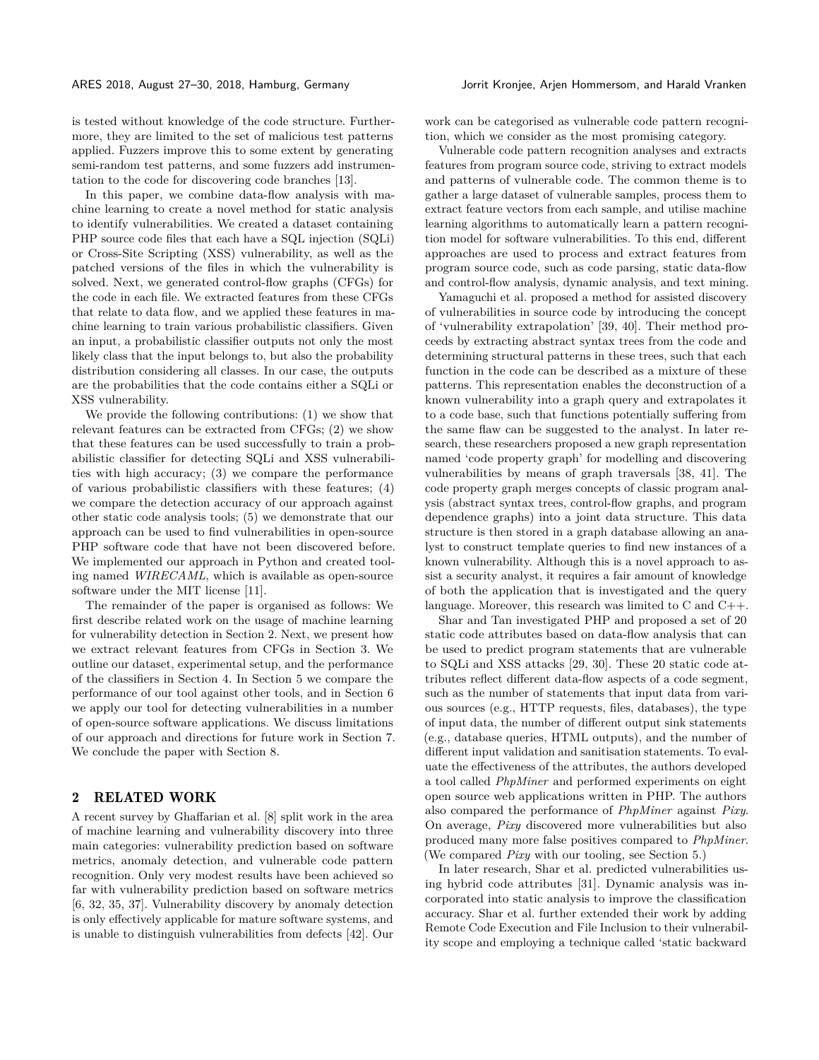is tested without knowledge of the code structure. Furthermore, they are limited to the set of malicious test patterns applied. Fuzzers improve this to some extent by generating semi-random test patterns, and some fuzzers add instrumentation to the code for discovering code branches [13].

In this paper, we combine data-flow analysis with machine learning to create a novel method for static analysis to identify vulnerabilities. We created a dataset containing PHP source code files that each have a SQL injection (SQLi) or Cross-Site Scripting (XSS) vulnerability, as well as the patched versions of the files in which the vulnerability is solved. Next, we generated control-flow graphs (CFGs) for the code in each file. We extracted features from these CFGs that relate to data flow, and we applied these features in machine learning to train various probabilistic classifiers. Given an input, a probabilistic classifier outputs not only the most likely class that the input belongs to, but also the probability distribution considering all classes. In our case, the outputs are the probabilities that the code contains either a SQLi or XSS vulnerability.

We provide the following contributions: (1) we show that relevant features can be extracted from CFGs; (2) we show that these features can be used successfully to train a probabilistic classifier for detecting SQLi and XSS vulnerabilities with high accuracy; (3) we compare the performance of various probabilistic classifiers with these features; (4) we compare the detection accuracy of our approach against other static code analysis tools; (5) we demonstrate that our approach can be used to find vulnerabilities in open-source PHP software code that have not been discovered before. We implemented our approach in Python and created tooling named *WIRECAML*, which is available as open-source software under the MIT license [11].

The remainder of the paper is organised as follows: We first describe related work on the usage of machine learning for vulnerability detection in Section 2. Next, we present how we extract relevant features from CFGs in Section 3. We outline our dataset, experimental setup, and the performance of the classifiers in Section 4. In Section 5 we compare the performance of our tool against other tools, and in Section 6 we apply our tool for detecting vulnerabilities in a number of open-source software applications. We discuss limitations of our approach and directions for future work in Section 7. We conclude the paper with Section 8.

## 2 RELATED WORK

A recent survey by Ghaffarian et al. [8] split work in the area of machine learning and vulnerability discovery into three main categories: vulnerability prediction based on software metrics, anomaly detection, and vulnerable code pattern recognition. Only very modest results have been achieved so far with vulnerability prediction based on software metrics [6, 32, 35, 37]. Vulnerability discovery by anomaly detection is only effectively applicable for mature software systems, and is unable to distinguish vulnerabilities from defects [42]. Our work can be categorised as vulnerable code pattern recognition, which we consider as the most promising category.

Vulnerable code pattern recognition analyses and extracts features from program source code, striving to extract models and patterns of vulnerable code. The common theme is to gather a large dataset of vulnerable samples, process them to extract feature vectors from each sample, and utilise machine learning algorithms to automatically learn a pattern recognition model for software vulnerabilities. To this end, different approaches are used to process and extract features from program source code, such as code parsing, static data-flow and control-flow analysis, dynamic analysis, and text mining.

Yamaguchi et al. proposed a method for assisted discovery of vulnerabilities in source code by introducing the concept of 'vulnerability extrapolation' [39, 40]. Their method proceeds by extracting abstract syntax trees from the code and determining structural patterns in these trees, such that each function in the code can be described as a mixture of these patterns. This representation enables the deconstruction of a known vulnerability into a graph query and extrapolates it to a code base, such that functions potentially suffering from the same flaw can be suggested to the analyst. In later research, these researchers proposed a new graph representation named 'code property graph' for modelling and discovering vulnerabilities by means of graph traversals [38, 41]. The code property graph merges concepts of classic program analysis (abstract syntax trees, control-flow graphs, and program dependence graphs) into a joint data structure. This data structure is then stored in a graph database allowing an analyst to construct template queries to find new instances of a known vulnerability. Although this is a novel approach to assist a security analyst, it requires a fair amount of knowledge of both the application that is investigated and the query language. Moreover, this research was limited to C and C++.

Shar and Tan investigated PHP and proposed a set of 20 static code attributes based on data-flow analysis that can be used to predict program statements that are vulnerable to SQLi and XSS attacks [29, 30]. These 20 static code attributes reflect different data-flow aspects of a code segment, such as the number of statements that input data from various sources (e.g., HTTP requests, files, databases), the type of input data, the number of different output sink statements (e.g., database queries, HTML outputs), and the number of different input validation and sanitisation statements. To evaluate the effectiveness of the attributes, the authors developed a tool called *PhpMiner* and performed experiments on eight open source web applications written in PHP. The authors also compared the performance of *PhpMiner* against *Pixy*. On average, *Pixy* discovered more vulnerabilities but also produced many more false positives compared to *PhpMiner*. (We compared *Pixy* with our tooling, see Section 5.)

In later research, Shar et al. predicted vulnerabilities using hybrid code attributes [31]. Dynamic analysis was incorporated into static analysis to improve the classification accuracy. Shar et al. further extended their work by adding Remote Code Execution and File Inclusion to their vulnerability scope and employing a technique called 'static backward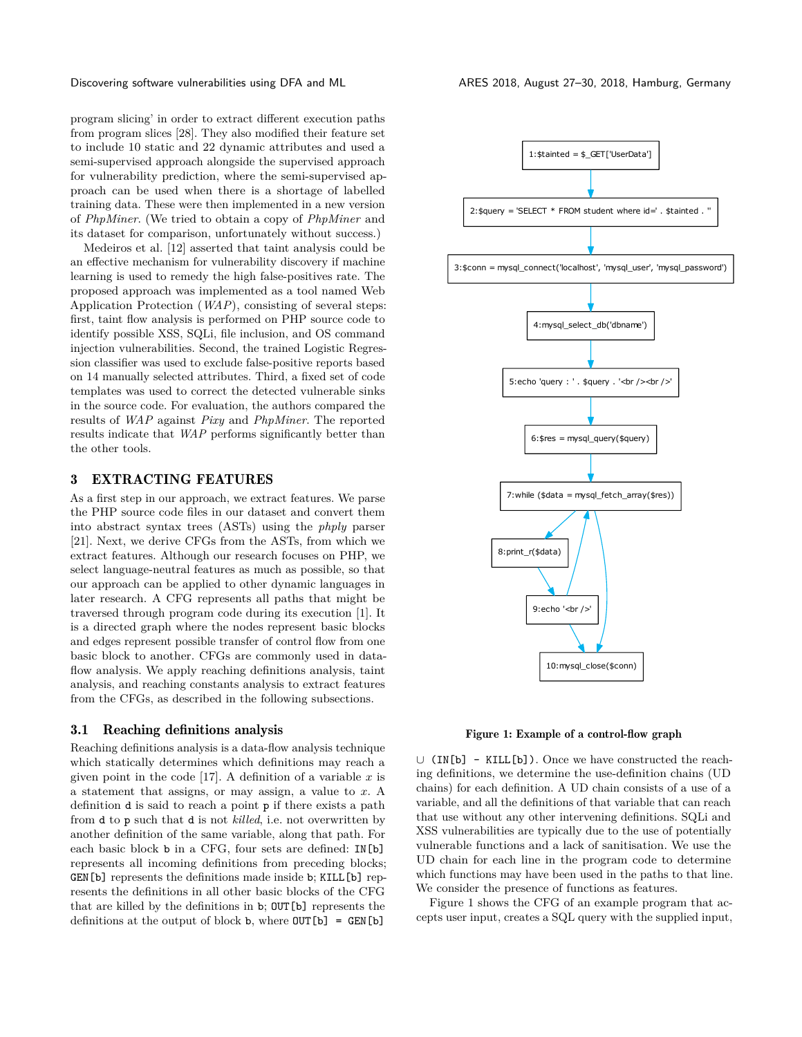program slicing' in order to extract different execution paths from program slices [28]. They also modified their feature set to include 10 static and 22 dynamic attributes and used a semi-supervised approach alongside the supervised approach for vulnerability prediction, where the semi-supervised approach can be used when there is a shortage of labelled training data. These were then implemented in a new version of *PhpMiner*. (We tried to obtain a copy of *PhpMiner* and its dataset for comparison, unfortunately without success.)

Medeiros et al. [12] asserted that taint analysis could be an effective mechanism for vulnerability discovery if machine learning is used to remedy the high false-positives rate. The proposed approach was implemented as a tool named Web Application Protection (*WAP*), consisting of several steps: first, taint flow analysis is performed on PHP source code to identify possible XSS, SQLi, file inclusion, and OS command injection vulnerabilities. Second, the trained Logistic Regression classifier was used to exclude false-positive reports based on 14 manually selected attributes. Third, a fixed set of code templates was used to correct the detected vulnerable sinks in the source code. For evaluation, the authors compared the results of *WAP* against *Pixy* and *PhpMiner*. The reported results indicate that *WAP* performs significantly better than the other tools.

## 3 EXTRACTING FEATURES

As a first step in our approach, we extract features. We parse the PHP source code files in our dataset and convert them into abstract syntax trees (ASTs) using the *phply* parser [21]. Next, we derive CFGs from the ASTs, from which we extract features. Although our research focuses on PHP, we select language-neutral features as much as possible, so that our approach can be applied to other dynamic languages in later research. A CFG represents all paths that might be traversed through program code during its execution [1]. It is a directed graph where the nodes represent basic blocks and edges represent possible transfer of control flow from one basic block to another. CFGs are commonly used in data-flow analysis. We apply reaching definitions analysis, taint analysis, and reaching constants analysis to extract features from the CFGs, as described in the following subsections.

### 3.1 Reaching definitions analysis

Reaching definitions analysis is a data-flow analysis technique which statically determines which definitions may reach a given point in the code [17]. A definition of a variable $x$ is a statement that assigns, or may assign, a value to $x$. A definition `d` is said to reach a point `p` if there exists a path from `d` to `p` such that `d` is not *killed*, i.e. not overwritten by another definition of the same variable, along that path. For each basic block `b` in a CFG, four sets are defined: `IN[b]` represents all incoming definitions from preceding blocks; `GEN[b]` represents the definitions made inside `b`; `KILL[b]` represents the definitions in all other basic blocks of the CFG that are killed by the definitions in `b`; `OUT[b]` represents the definitions at the output of block `b`, where `OUT[b] = GEN[b]` ∪ `(IN[b] - KILL[b])`. Once we have constructed the reaching definitions, we determine the use-definition chains (UD chains) for each definition. A UD chain consists of a use of a variable, and all the definitions of that variable that can reach that use without any other intervening definitions. SQLi and XSS vulnerabilities are typically due to the use of potentially vulnerable functions and a lack of sanitisation. We use the UD chain for each line in the program code to determine which functions may have been used in the paths to that line. We consider the presence of functions as features.

1:$tainted = $_GET['UserData']
2:$query = 'SELECT * FROM student where id=' . $tainted . ''
3:$conn = mysql_connect('localhost', 'mysql_user', 'mysql_password')
4:mysql_select_db('dbname')
5:echo 'query : ' . $query . '<br /><br />'
6:$res = mysql_query($query)
7:while ($data = mysql_fetch_array($res))
8:print_r($data)
9:echo '<br />'
10:mysql_close($conn)

**Figure 1: Example of a control-flow graph**

Figure 1 shows the CFG of an example program that accepts user input, creates a SQL query with the supplied input,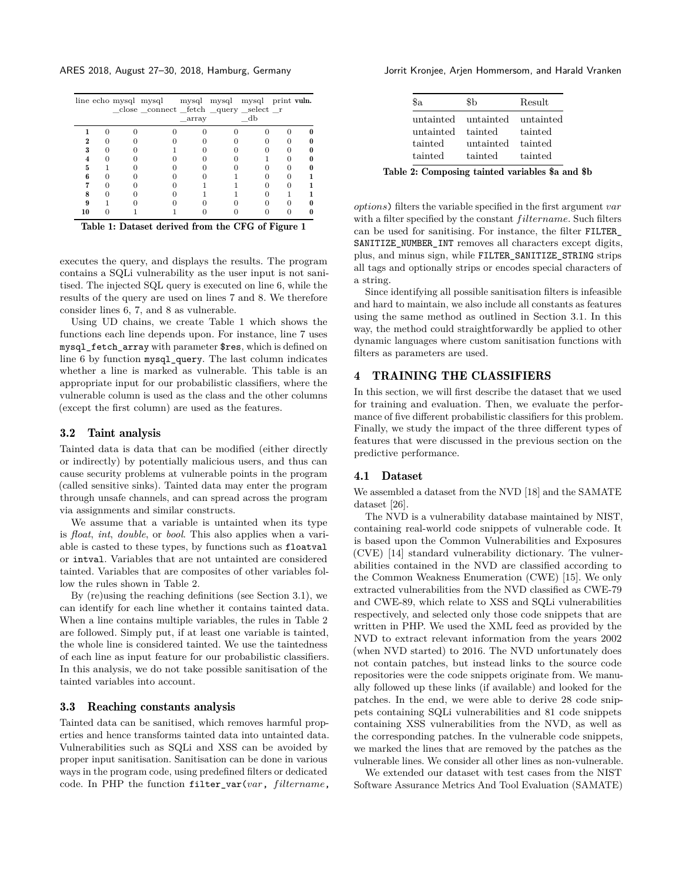| line | echo | mysql_close | mysql_connect | mysql_fetch_array | mysql_query | mysql_select_db | print_r | vuln. |
|---|---|---|---|---|---|---|---|---|
| **1** | 0 | 0 | 0 | 0 | 0 | 0 | 0 | **0** |
| **2** | 0 | 0 | 0 | 0 | 0 | 0 | 0 | **0** |
| **3** | 0 | 0 | 1 | 0 | 0 | 0 | 0 | **0** |
| **4** | 0 | 0 | 0 | 0 | 0 | 1 | 0 | **0** |
| **5** | 1 | 0 | 0 | 0 | 0 | 0 | 0 | **0** |
| **6** | 0 | 0 | 0 | 0 | 1 | 0 | 0 | **1** |
| **7** | 0 | 0 | 0 | 1 | 1 | 0 | 0 | **1** |
| **8** | 0 | 0 | 0 | 1 | 1 | 0 | 1 | **1** |
| **9** | 1 | 0 | 0 | 0 | 0 | 0 | 0 | **0** |
| **10** | 0 | 1 | 1 | 0 | 0 | 0 | 0 | **0** |

**Table 1: Dataset derived from the CFG of Figure 1**

executes the query, and displays the results. The program contains a SQLi vulnerability as the user input is not sanitised. The injected SQL query is executed on line 6, while the results of the query are used on lines 7 and 8. We therefore consider lines 6, 7, and 8 as vulnerable.

Using UD chains, we create Table 1 which shows the functions each line depends upon. For instance, line 7 uses `mysql_fetch_array` with parameter `$res`, which is defined on line 6 by function `mysql_query`. The last column indicates whether a line is marked as vulnerable. This table is an appropriate input for our probabilistic classifiers, where the vulnerable column is used as the class and the other columns (except the first column) are used as the features.

### 3.2 Taint analysis

Tainted data is data that can be modified (either directly or indirectly) by potentially malicious users, and thus can cause security problems at vulnerable points in the program (called sensitive sinks). Tainted data may enter the program through unsafe channels, and can spread across the program via assignments and similar constructs.

We assume that a variable is untainted when its type is *float*, *int*, *double*, or *bool*. This also applies when a variable is casted to these types, by functions such as `floatval` or `intval`. Variables that are not untainted are considered tainted. Variables that are composites of other variables follow the rules shown in Table 2.

By (re)using the reaching definitions (see Section 3.1), we can identify for each line whether it contains tainted data. When a line contains multiple variables, the rules in Table 2 are followed. Simply put, if at least one variable is tainted, the whole line is considered tainted. We use the taintedness of each line as input feature for our probabilistic classifiers. In this analysis, we do not take possible sanitisation of the tainted variables into account.

### 3.3 Reaching constants analysis

Tainted data can be sanitised, which removes harmful properties and hence transforms tainted data into untainted data. Vulnerabilities such as SQLi and XSS can be avoided by proper input sanitisation. Sanitisation can be done in various ways in the program code, using predefined filters or dedicated code. In PHP the function `filter_var(`*var*`,` *filtername*`,` *options*`)` filters the variable specified in the first argument *var* with a filter specified by the constant *filtername*. Such filters can be used for sanitising. For instance, the filter `FILTER_SANITIZE_NUMBER_INT` removes all characters except digits, plus, and minus sign, while `FILTER_SANITIZE_STRING` strips all tags and optionally strips or encodes special characters of a string.

| $a | $b | Result |
|---|---|---|
| untainted | untainted | untainted |
| untainted | tainted | tainted |
| tainted | untainted | tainted |
| tainted | tainted | tainted |

**Table 2: Composing tainted variables $a and $b**

Since identifying all possible sanitisation filters is infeasible and hard to maintain, we also include all constants as features using the same method as outlined in Section 3.1. In this way, the method could straightforwardly be applied to other dynamic languages where custom sanitisation functions with filters as parameters are used.

## 4 TRAINING THE CLASSIFIERS

In this section, we will first describe the dataset that we used for training and evaluation. Then, we evaluate the performance of five different probabilistic classifiers for this problem. Finally, we study the impact of the three different types of features that were discussed in the previous section on the predictive performance.

### 4.1 Dataset

We assembled a dataset from the NVD [18] and the SAMATE dataset [26].

The NVD is a vulnerability database maintained by NIST, containing real-world code snippets of vulnerable code. It is based upon the Common Vulnerabilities and Exposures (CVE) [14] standard vulnerability dictionary. The vulnerabilities contained in the NVD are classified according to the Common Weakness Enumeration (CWE) [15]. We only extracted vulnerabilities from the NVD classified as CWE-79 and CWE-89, which relate to XSS and SQLi vulnerabilities respectively, and selected only those code snippets that are written in PHP. We used the XML feed as provided by the NVD to extract relevant information from the years 2002 (when NVD started) to 2016. The NVD unfortunately does not contain patches, but instead links to the source code repositories were the code snippets originate from. We manually followed up these links (if available) and looked for the patches. In the end, we were able to derive 28 code snippets containing SQLi vulnerabilities and 81 code snippets containing XSS vulnerabilities from the NVD, as well as the corresponding patches. In the vulnerable code snippets, we marked the lines that are removed by the patches as the vulnerable lines. We consider all other lines as non-vulnerable.

We extended our dataset with test cases from the NIST Software Assurance Metrics And Tool Evaluation (SAMATE)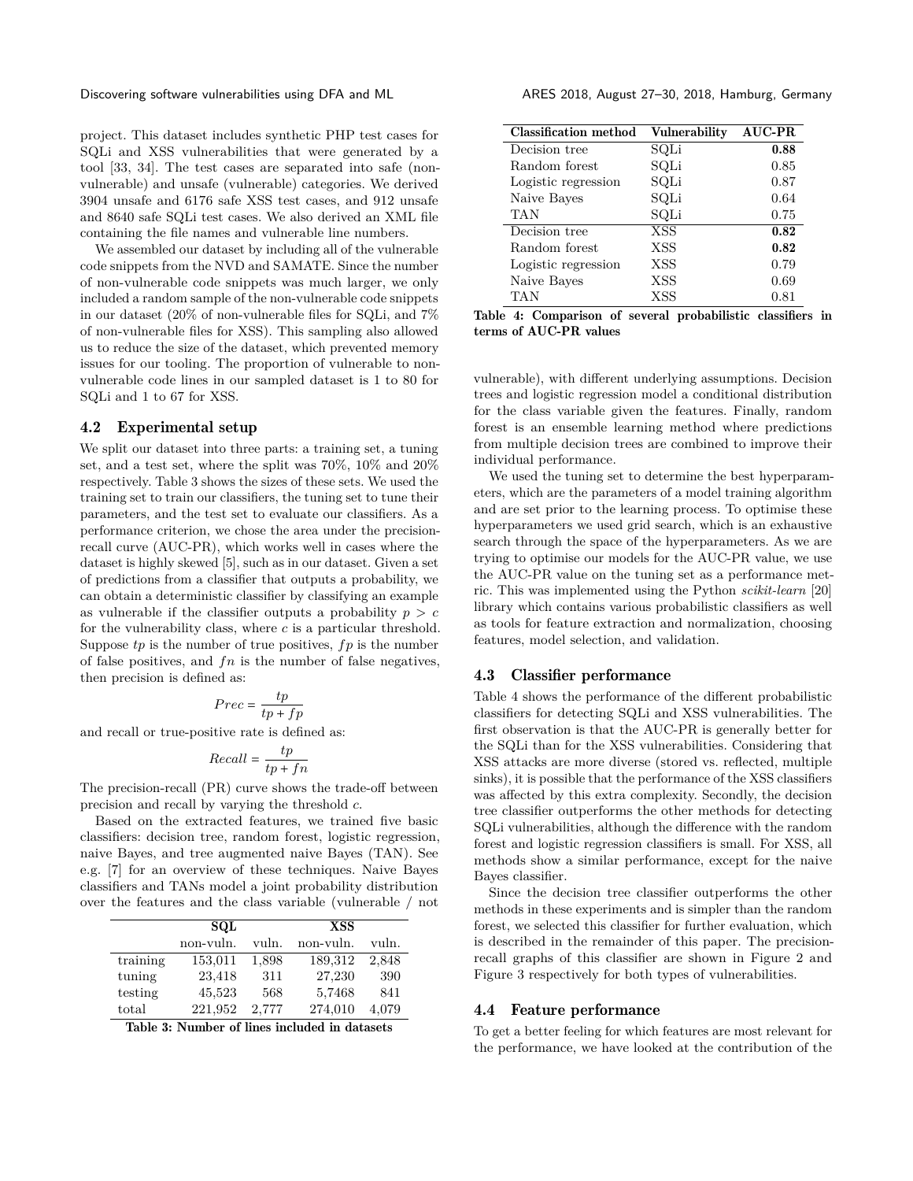project. This dataset includes synthetic PHP test cases for SQLi and XSS vulnerabilities that were generated by a tool [33, 34]. The test cases are separated into safe (non-vulnerable) and unsafe (vulnerable) categories. We derived 3904 unsafe and 6176 safe XSS test cases, and 912 unsafe and 8640 safe SQLi test cases. We also derived an XML file containing the file names and vulnerable line numbers.

We assembled our dataset by including all of the vulnerable code snippets from the NVD and SAMATE. Since the number of non-vulnerable code snippets was much larger, we only included a random sample of the non-vulnerable code snippets in our dataset (20% of non-vulnerable files for SQLi, and 7% of non-vulnerable files for XSS). This sampling also allowed us to reduce the size of the dataset, which prevented memory issues for our tooling. The proportion of vulnerable to non-vulnerable code lines in our sampled dataset is 1 to 80 for SQLi and 1 to 67 for XSS.

## 4.2 Experimental setup

We split our dataset into three parts: a training set, a tuning set, and a test set, where the split was 70%, 10% and 20% respectively. Table 3 shows the sizes of these sets. We used the training set to train our classifiers, the tuning set to tune their parameters, and the test set to evaluate our classifiers. As a performance criterion, we chose the area under the precision-recall curve (AUC-PR), which works well in cases where the dataset is highly skewed [5], such as in our dataset. Given a set of predictions from a classifier that outputs a probability, we can obtain a deterministic classifier by classifying an example as vulnerable if the classifier outputs a probability $p > c$ for the vulnerability class, where $c$ is a particular threshold. Suppose $tp$ is the number of true positives, $fp$ is the number of false positives, and $fn$ is the number of false negatives, then precision is defined as:

$$Prec = \frac{tp}{tp + fp}$$

and recall or true-positive rate is defined as:

$$Recall = \frac{tp}{tp + fn}$$

The precision-recall (PR) curve shows the trade-off between precision and recall by varying the threshold $c$.

Based on the extracted features, we trained five basic classifiers: decision tree, random forest, logistic regression, naive Bayes, and tree augmented naive Bayes (TAN). See e.g. [7] for an overview of these techniques. Naive Bayes classifiers and TANs model a joint probability distribution over the features and the class variable (vulnerable / not vulnerable), with different underlying assumptions. Decision trees and logistic regression model a conditional distribution for the class variable given the features. Finally, random forest is an ensemble learning method where predictions from multiple decision trees are combined to improve their individual performance.

|  | **SQL** |  | **XSS** |  |
|---|---|---|---|---|
|  | non-vuln. | vuln. | non-vuln. | vuln. |
| training | 153,011 | 1,898 | 189,312 | 2,848 |
| tuning | 23,418 | 311 | 27,230 | 390 |
| testing | 45,523 | 568 | 5,7468 | 841 |
| total | 221,952 | 2,777 | 274,010 | 4,079 |

**Table 3: Number of lines included in datasets**

| Classification method | Vulnerability | AUC-PR |
|---|---|---|
| Decision tree | SQLi | **0.88** |
| Random forest | SQLi | 0.85 |
| Logistic regression | SQLi | 0.87 |
| Naive Bayes | SQLi | 0.64 |
| TAN | SQLi | 0.75 |
| Decision tree | XSS | **0.82** |
| Random forest | XSS | **0.82** |
| Logistic regression | XSS | 0.79 |
| Naive Bayes | XSS | 0.69 |
| TAN | XSS | 0.81 |

**Table 4: Comparison of several probabilistic classifiers in terms of AUC-PR values**

We used the tuning set to determine the best hyperparameters, which are the parameters of a model training algorithm and are set prior to the learning process. To optimise these hyperparameters we used grid search, which is an exhaustive search through the space of the hyperparameters. As we are trying to optimise our models for the AUC-PR value, we use the AUC-PR value on the tuning set as a performance metric. This was implemented using the Python *scikit-learn* [20] library which contains various probabilistic classifiers as well as tools for feature extraction and normalization, choosing features, model selection, and validation.

## 4.3 Classifier performance

Table 4 shows the performance of the different probabilistic classifiers for detecting SQLi and XSS vulnerabilities. The first observation is that the AUC-PR is generally better for the SQLi than for the XSS vulnerabilities. Considering that XSS attacks are more diverse (stored vs. reflected, multiple sinks), it is possible that the performance of the XSS classifiers was affected by this extra complexity. Secondly, the decision tree classifier outperforms the other methods for detecting SQLi vulnerabilities, although the difference with the random forest and logistic regression classifiers is small. For XSS, all methods show a similar performance, except for the naive Bayes classifier.

Since the decision tree classifier outperforms the other methods in these experiments and is simpler than the random forest, we selected this classifier for further evaluation, which is described in the remainder of this paper. The precision-recall graphs of this classifier are shown in Figure 2 and Figure 3 respectively for both types of vulnerabilities.

## 4.4 Feature performance

To get a better feeling for which features are most relevant for the performance, we have looked at the contribution of the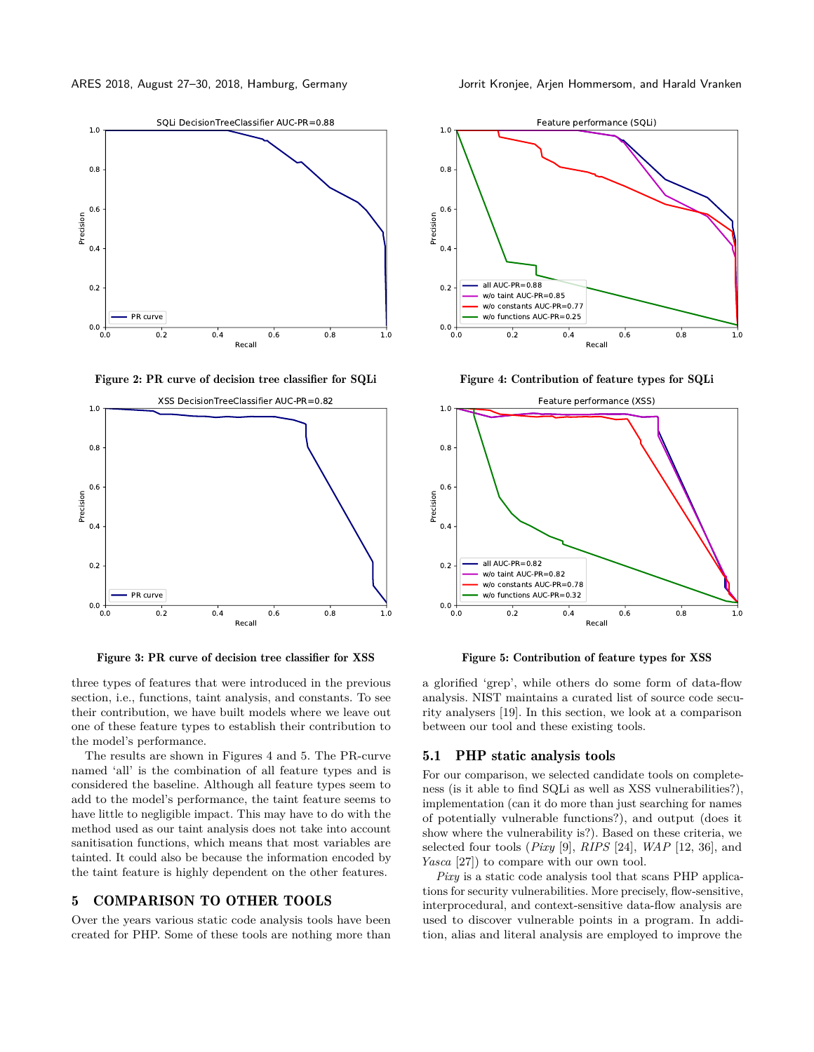Figure 2: PR curve of decision tree classifier for SQLi

Figure 3: PR curve of decision tree classifier for XSS

Figure 4: Contribution of feature types for SQLi

Figure 5: Contribution of feature types for XSS

three types of features that were introduced in the previous section, i.e., functions, taint analysis, and constants. To see their contribution, we have built models where we leave out one of these feature types to establish their contribution to the model's performance.

The results are shown in Figures 4 and 5. The PR-curve named 'all' is the combination of all feature types and is considered the baseline. Although all feature types seem to add to the model's performance, the taint feature seems to have little to negligible impact. This may have to do with the method used as our taint analysis does not take into account sanitisation functions, which means that most variables are tainted. It could also be because the information encoded by the taint feature is highly dependent on the other features.

## 5 COMPARISON TO OTHER TOOLS

Over the years various static code analysis tools have been created for PHP. Some of these tools are nothing more than a glorified 'grep', while others do some form of data-flow analysis. NIST maintains a curated list of source code security analysers [19]. In this section, we look at a comparison between our tool and these existing tools.

### 5.1 PHP static analysis tools

For our comparison, we selected candidate tools on completeness (is it able to find SQLi as well as XSS vulnerabilities?), implementation (can it do more than just searching for names of potentially vulnerable functions?), and output (does it show where the vulnerability is?). Based on these criteria, we selected four tools (*Pixy* [9], *RIPS* [24], *WAP* [12, 36], and *Yasca* [27]) to compare with our own tool.

*Pixy* is a static code analysis tool that scans PHP applications for security vulnerabilities. More precisely, flow-sensitive, interprocedural, and context-sensitive data-flow analysis are used to discover vulnerable points in a program. In addition, alias and literal analysis are employed to improve the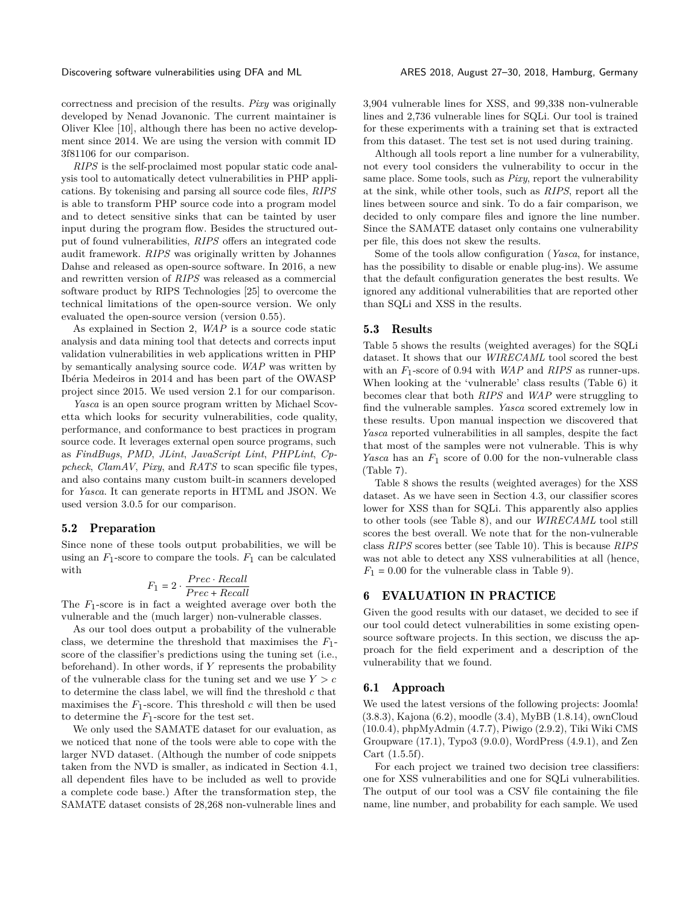correctness and precision of the results. *Pixy* was originally developed by Nenad Jovanonic. The current maintainer is Oliver Klee [10], although there has been no active development since 2014. We are using the version with commit ID 3f81106 for our comparison.

*RIPS* is the self-proclaimed most popular static code analysis tool to automatically detect vulnerabilities in PHP applications. By tokenising and parsing all source code files, *RIPS* is able to transform PHP source code into a program model and to detect sensitive sinks that can be tainted by user input during the program flow. Besides the structured output of found vulnerabilities, *RIPS* offers an integrated code audit framework. *RIPS* was originally written by Johannes Dahse and released as open-source software. In 2016, a new and rewritten version of *RIPS* was released as a commercial software product by RIPS Technologies [25] to overcome the technical limitations of the open-source version. We only evaluated the open-source version (version 0.55).

As explained in Section 2, *WAP* is a source code static analysis and data mining tool that detects and corrects input validation vulnerabilities in web applications written in PHP by semantically analysing source code. *WAP* was written by Ibéria Medeiros in 2014 and has been part of the OWASP project since 2015. We used version 2.1 for our comparison.

*Yasca* is an open source program written by Michael Scovetta which looks for security vulnerabilities, code quality, performance, and conformance to best practices in program source code. It leverages external open source programs, such as *FindBugs*, *PMD*, *JLint*, *JavaScript Lint*, *PHPLint*, *Cppcheck*, *ClamAV*, *Pixy*, and *RATS* to scan specific file types, and also contains many custom built-in scanners developed for *Yasca*. It can generate reports in HTML and JSON. We used version 3.0.5 for our comparison.

## 5.2 Preparation

Since none of these tools output probabilities, we will be using an $F_1$-score to compare the tools. $F_1$ can be calculated with

$$F_1 = 2 \cdot \frac{Prec \cdot Recall}{Prec + Recall}$$

The $F_1$-score is in fact a weighted average over both the vulnerable and the (much larger) non-vulnerable classes.

As our tool does output a probability of the vulnerable class, we determine the threshold that maximises the $F_1$-score of the classifier's predictions using the tuning set (i.e., beforehand). In other words, if $Y$ represents the probability of the vulnerable class for the tuning set and we use $Y > c$ to determine the class label, we will find the threshold $c$ that maximises the $F_1$-score. This threshold $c$ will then be used to determine the $F_1$-score for the test set.

We only used the SAMATE dataset for our evaluation, as we noticed that none of the tools were able to cope with the larger NVD dataset. (Although the number of code snippets taken from the NVD is smaller, as indicated in Section 4.1, all dependent files have to be included as well to provide a complete code base.) After the transformation step, the SAMATE dataset consists of 28,268 non-vulnerable lines and 3,904 vulnerable lines for XSS, and 99,338 non-vulnerable lines and 2,736 vulnerable lines for SQLi. Our tool is trained for these experiments with a training set that is extracted from this dataset. The test set is not used during training.

Although all tools report a line number for a vulnerability, not every tool considers the vulnerability to occur in the same place. Some tools, such as *Pixy*, report the vulnerability at the sink, while other tools, such as *RIPS*, report all the lines between source and sink. To do a fair comparison, we decided to only compare files and ignore the line number. Since the SAMATE dataset only contains one vulnerability per file, this does not skew the results.

Some of the tools allow configuration (*Yasca*, for instance, has the possibility to disable or enable plug-ins). We assume that the default configuration generates the best results. We ignored any additional vulnerabilities that are reported other than SQLi and XSS in the results.

## 5.3 Results

Table 5 shows the results (weighted averages) for the SQLi dataset. It shows that our *WIRECAML* tool scored the best with an $F_1$-score of 0.94 with *WAP* and *RIPS* as runner-ups. When looking at the 'vulnerable' class results (Table 6) it becomes clear that both *RIPS* and *WAP* were struggling to find the vulnerable samples. *Yasca* scored extremely low in these results. Upon manual inspection we discovered that *Yasca* reported vulnerabilities in all samples, despite the fact that most of the samples were not vulnerable. This is why *Yasca* has an $F_1$ score of 0.00 for the non-vulnerable class (Table 7).

Table 8 shows the results (weighted averages) for the XSS dataset. As we have seen in Section 4.3, our classifier scores lower for XSS than for SQLi. This apparently also applies to other tools (see Table 8), and our *WIRECAML* tool still scores the best overall. We note that for the non-vulnerable class *RIPS* scores better (see Table 10). This is because *RIPS* was not able to detect any XSS vulnerabilities at all (hence, $F_1 = 0.00$ for the vulnerable class in Table 9).

# 6 EVALUATION IN PRACTICE

Given the good results with our dataset, we decided to see if our tool could detect vulnerabilities in some existing open-source software projects. In this section, we discuss the approach for the field experiment and a description of the vulnerability that we found.

## 6.1 Approach

We used the latest versions of the following projects: Joomla! (3.8.3), Kajona (6.2), moodle (3.4), MyBB (1.8.14), ownCloud (10.0.4), phpMyAdmin (4.7.7), Piwigo (2.9.2), Tiki Wiki CMS Groupware (17.1), Typo3 (9.0.0), WordPress (4.9.1), and Zen Cart (1.5.5f).

For each project we trained two decision tree classifiers: one for XSS vulnerabilities and one for SQLi vulnerabilities. The output of our tool was a CSV file containing the file name, line number, and probability for each sample. We used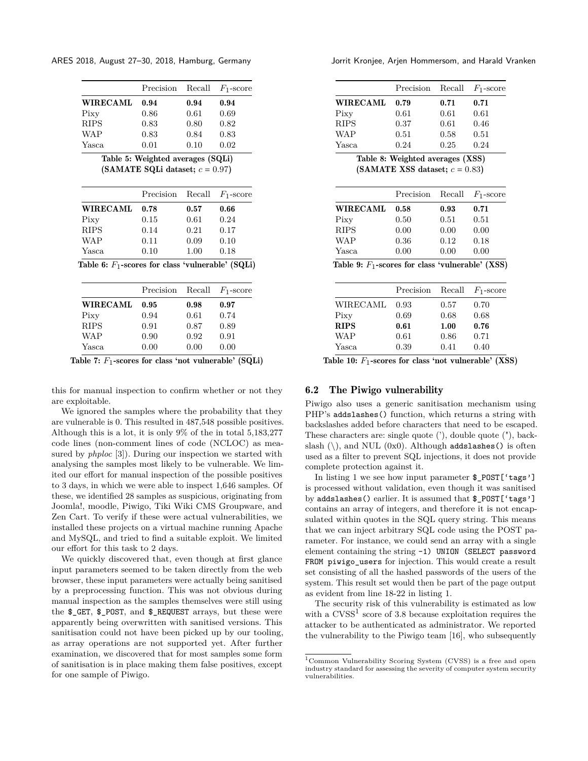| | Precision | Recall | $F_1$-score |
|---|---|---|---|
| **WIRECAML** | **0.94** | **0.94** | **0.94** |
| Pixy | 0.86 | 0.61 | 0.69 |
| RIPS | 0.83 | 0.80 | 0.82 |
| WAP | 0.83 | 0.84 | 0.83 |
| Yasca | 0.01 | 0.10 | 0.02 |

**Table 5: Weighted averages (SQLi) (SAMATE SQLi dataset; $c = 0.97$)**

| | Precision | Recall | $F_1$-score |
|---|---|---|---|
| **WIRECAML** | **0.78** | **0.57** | **0.66** |
| Pixy | 0.15 | 0.61 | 0.24 |
| RIPS | 0.14 | 0.21 | 0.17 |
| WAP | 0.11 | 0.09 | 0.10 |
| Yasca | 0.10 | 1.00 | 0.18 |

**Table 6: $F_1$-scores for class 'vulnerable' (SQLi)**

| | Precision | Recall | $F_1$-score |
|---|---|---|---|
| **WIRECAML** | **0.95** | **0.98** | **0.97** |
| Pixy | 0.94 | 0.61 | 0.74 |
| RIPS | 0.91 | 0.87 | 0.89 |
| WAP | 0.90 | 0.92 | 0.91 |
| Yasca | 0.00 | 0.00 | 0.00 |

**Table 7: $F_1$-scores for class 'not vulnerable' (SQLi)**

this for manual inspection to confirm whether or not they are exploitable.

We ignored the samples where the probability that they are vulnerable is 0. This resulted in 487,548 possible positives. Although this is a lot, it is only 9% of the in total 5,183,277 code lines (non-comment lines of code (NCLOC) as measured by *phploc* [3]). During our inspection we started with analysing the samples most likely to be vulnerable. We limited our effort for manual inspection of the possible positives to 3 days, in which we were able to inspect 1,646 samples. Of these, we identified 28 samples as suspicious, originating from Joomla!, moodle, Piwigo, Tiki Wiki CMS Groupware, and Zen Cart. To verify if these were actual vulnerabilities, we installed these projects on a virtual machine running Apache and MySQL, and tried to find a suitable exploit. We limited our effort for this task to 2 days.

We quickly discovered that, even though at first glance input parameters seemed to be taken directly from the web browser, these input parameters were actually being sanitised by a preprocessing function. This was not obvious during manual inspection as the samples themselves were still using the `$_GET`, `$_POST`, and `$_REQUEST` arrays, but these were apparently being overwritten with sanitised versions. This sanitisation could not have been picked up by our tooling, as array operations are not supported yet. After further examination, we discovered that for most samples some form of sanitisation is in place making them false positives, except for one sample of Piwigo.

| | Precision | Recall | $F_1$-score |
|---|---|---|---|
| **WIRECAML** | **0.79** | **0.71** | **0.71** |
| Pixy | 0.61 | 0.61 | 0.61 |
| RIPS | 0.37 | 0.61 | 0.46 |
| WAP | 0.51 | 0.58 | 0.51 |
| Yasca | 0.24 | 0.25 | 0.24 |

**Table 8: Weighted averages (XSS) (SAMATE XSS dataset; $c = 0.83$)**

| | Precision | Recall | $F_1$-score |
|---|---|---|---|
| **WIRECAML** | **0.58** | **0.93** | **0.71** |
| Pixy | 0.50 | 0.51 | 0.51 |
| RIPS | 0.00 | 0.00 | 0.00 |
| WAP | 0.36 | 0.12 | 0.18 |
| Yasca | 0.00 | 0.00 | 0.00 |

**Table 9: $F_1$-scores for class 'vulnerable' (XSS)**

| | Precision | Recall | $F_1$-score |
|---|---|---|---|
| WIRECAML | 0.93 | 0.57 | 0.70 |
| Pixy | 0.69 | 0.68 | 0.68 |
| **RIPS** | **0.61** | **1.00** | **0.76** |
| WAP | 0.61 | 0.86 | 0.71 |
| Yasca | 0.39 | 0.41 | 0.40 |

**Table 10: $F_1$-scores for class 'not vulnerable' (XSS)**

### 6.2 The Piwigo vulnerability

Piwigo also uses a generic sanitisation mechanism using PHP's `addslashes()` function, which returns a string with backslashes added before characters that need to be escaped. These characters are: single quote ('), double quote ("), backslash (\), and NUL (0x0). Although `addslashes()` is often used as a filter to prevent SQL injections, it does not provide complete protection against it.

In listing 1 we see how input parameter `$_POST['tags']` is processed without validation, even though it was sanitised by `addslashes()` earlier. It is assumed that `$_POST['tags']` contains an array of integers, and therefore it is not encapsulated within quotes in the SQL query string. This means that we can inject arbitrary SQL code using the POST parameter. For instance, we could send an array with a single element containing the string `-1) UNION (SELECT password FROM piwigo_users` for injection. This would create a result set consisting of all the hashed passwords of the users of the system. This result set would then be part of the page output as evident from line 18-22 in listing 1.

The security risk of this vulnerability is estimated as low with a CVSS[1] score of 3.8 because exploitation requires the attacker to be authenticated as administrator. We reported the vulnerability to the Piwigo team [16], who subsequently

[1]Common Vulnerability Scoring System (CVSS) is a free and open industry standard for assessing the severity of computer system security vulnerabilities.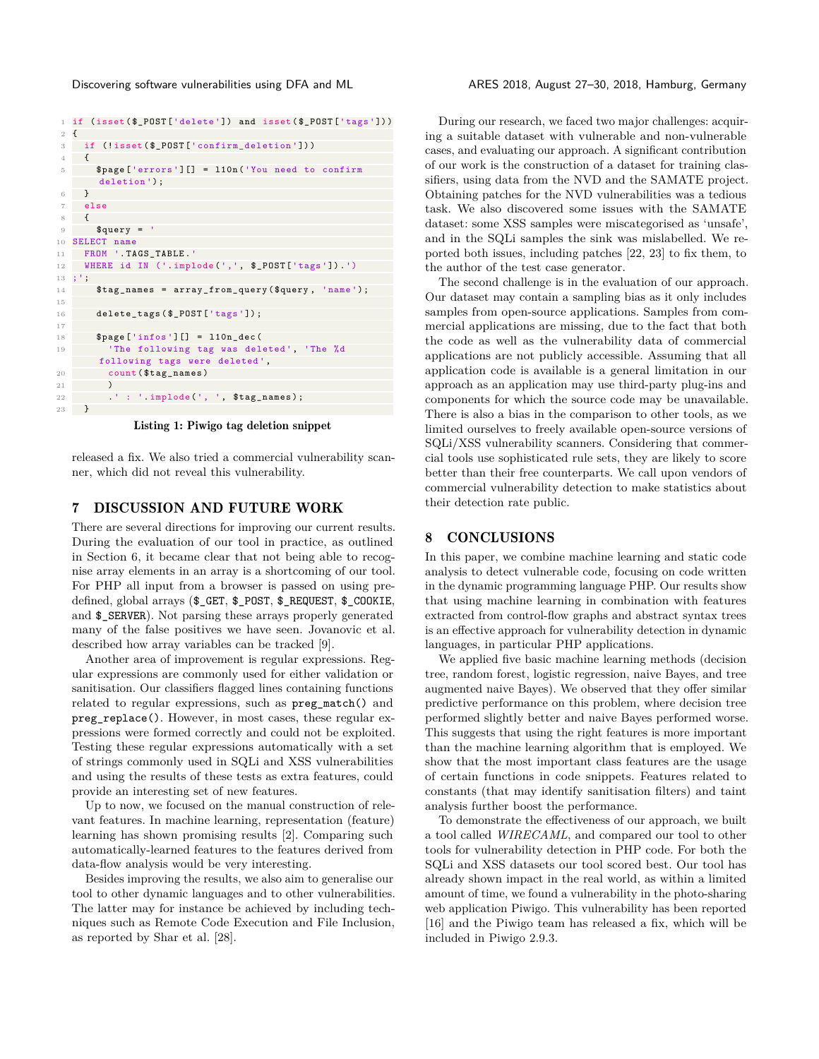```
if (isset($_POST['delete']) and isset($_POST['tags']))
{
  if (!isset($_POST['confirm_deletion']))
  {
    $page['errors'][] = l10n('You need to confirm
     deletion');
  }
  else
  {
    $query = '
SELECT name
  FROM '.TAGS_TABLE.'
  WHERE id IN ('.implode(',', $_POST['tags']).')
;';
    $tag_names = array_from_query($query, 'name');

    delete_tags($_POST['tags']);

    $page['infos'][] = l10n_dec(
      'The following tag was deleted', 'The %d
     following tags were deleted',
      count($tag_names)
      )
      .' : '.implode(', ', $tag_names);
  }
```

**Listing 1: Piwigo tag deletion snippet**

released a fix. We also tried a commercial vulnerability scanner, which did not reveal this vulnerability.

## 7 DISCUSSION AND FUTURE WORK

There are several directions for improving our current results. During the evaluation of our tool in practice, as outlined in Section 6, it became clear that not being able to recognise array elements in an array is a shortcoming of our tool. For PHP all input from a browser is passed on using predefined, global arrays (`$_GET`, `$_POST`, `$_REQUEST`, `$_COOKIE`, and `$_SERVER`). Not parsing these arrays properly generated many of the false positives we have seen. Jovanovic et al. described how array variables can be tracked [9].

Another area of improvement is regular expressions. Regular expressions are commonly used for either validation or sanitisation. Our classifiers flagged lines containing functions related to regular expressions, such as `preg_match()` and `preg_replace()`. However, in most cases, these regular expressions were formed correctly and could not be exploited. Testing these regular expressions automatically with a set of strings commonly used in SQLi and XSS vulnerabilities and using the results of these tests as extra features, could provide an interesting set of new features.

Up to now, we focused on the manual construction of relevant features. In machine learning, representation (feature) learning has shown promising results [2]. Comparing such automatically-learned features to the features derived from data-flow analysis would be very interesting.

Besides improving the results, we also aim to generalise our tool to other dynamic languages and to other vulnerabilities. The latter may for instance be achieved by including techniques such as Remote Code Execution and File Inclusion, as reported by Shar et al. [28].

During our research, we faced two major challenges: acquiring a suitable dataset with vulnerable and non-vulnerable cases, and evaluating our approach. A significant contribution of our work is the construction of a dataset for training classifiers, using data from the NVD and the SAMATE project. Obtaining patches for the NVD vulnerabilities was a tedious task. We also discovered some issues with the SAMATE dataset: some XSS samples were miscategorised as 'unsafe', and in the SQLi samples the sink was mislabelled. We reported both issues, including patches [22, 23] to fix them, to the author of the test case generator.

The second challenge is in the evaluation of our approach. Our dataset may contain a sampling bias as it only includes samples from open-source applications. Samples from commercial applications are missing, due to the fact that both the code as well as the vulnerability data of commercial applications are not publicly accessible. Assuming that all application code is available is a general limitation in our approach as an application may use third-party plug-ins and components for which the source code may be unavailable. There is also a bias in the comparison to other tools, as we limited ourselves to freely available open-source versions of SQLi/XSS vulnerability scanners. Considering that commercial tools use sophisticated rule sets, they are likely to score better than their free counterparts. We call upon vendors of commercial vulnerability detection to make statistics about their detection rate public.

## 8 CONCLUSIONS

In this paper, we combine machine learning and static code analysis to detect vulnerable code, focusing on code written in the dynamic programming language PHP. Our results show that using machine learning in combination with features extracted from control-flow graphs and abstract syntax trees is an effective approach for vulnerability detection in dynamic languages, in particular PHP applications.

We applied five basic machine learning methods (decision tree, random forest, logistic regression, naive Bayes, and tree augmented naive Bayes). We observed that they offer similar predictive performance on this problem, where decision tree performed slightly better and naive Bayes performed worse. This suggests that using the right features is more important than the machine learning algorithm that is employed. We show that the most important class features are the usage of certain functions in code snippets. Features related to constants (that may identify sanitisation filters) and taint analysis further boost the performance.

To demonstrate the effectiveness of our approach, we built a tool called *WIRECAML*, and compared our tool to other tools for vulnerability detection in PHP code. For both the SQLi and XSS datasets our tool scored best. Our tool has already shown impact in the real world, as within a limited amount of time, we found a vulnerability in the photo-sharing web application Piwigo. This vulnerability has been reported [16] and the Piwigo team has released a fix, which will be included in Piwigo 2.9.3.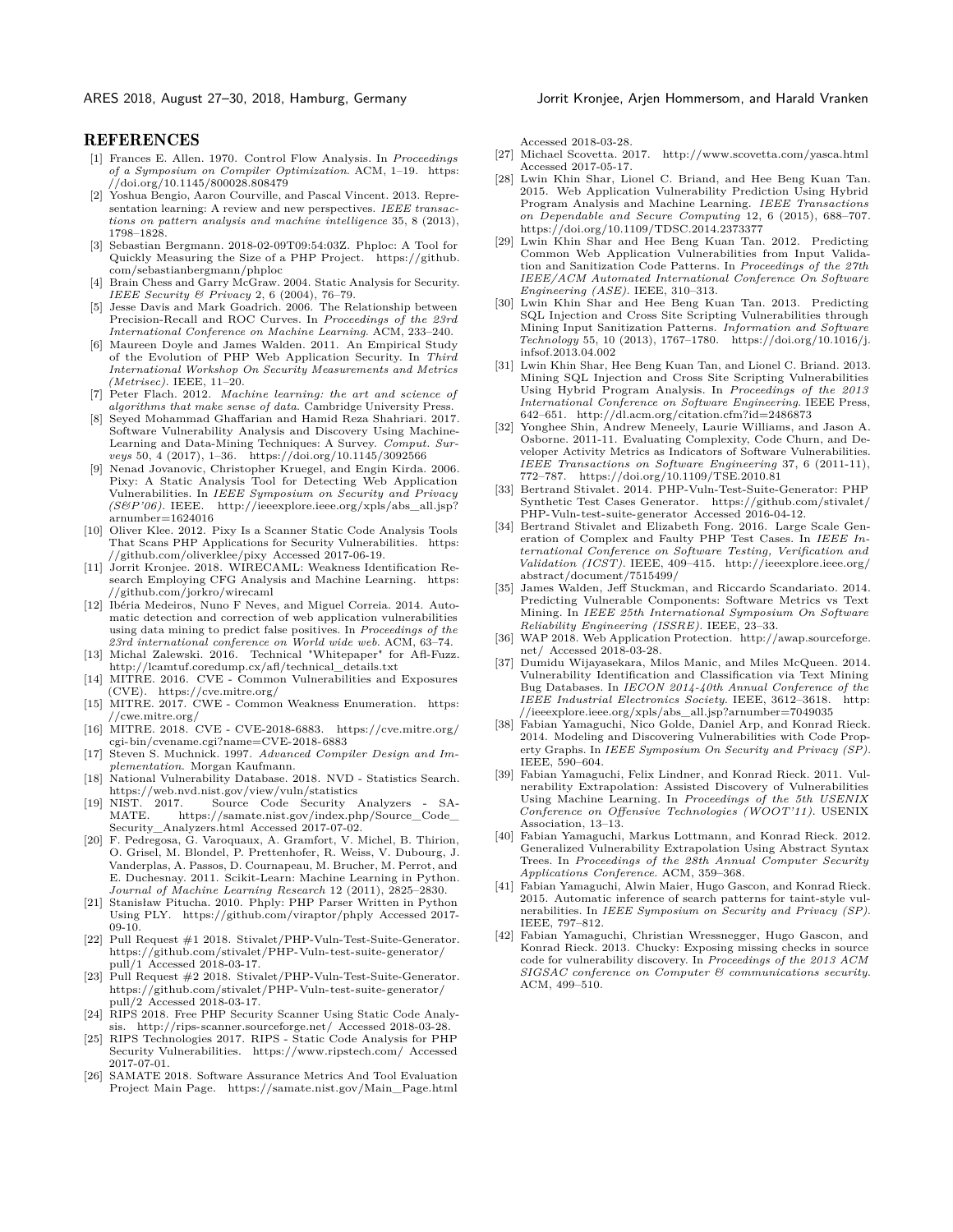## REFERENCES

- [1] Frances E. Allen. 1970. Control Flow Analysis. In *Proceedings of a Symposium on Compiler Optimization*. ACM, 1–19. https://doi.org/10.1145/800028.808479
- [2] Yoshua Bengio, Aaron Courville, and Pascal Vincent. 2013. Representation learning: A review and new perspectives. *IEEE transactions on pattern analysis and machine intelligence* 35, 8 (2013), 1798–1828.
- [3] Sebastian Bergmann. 2018-02-09T09:54:03Z. Phploc: A Tool for Quickly Measuring the Size of a PHP Project. https://github.com/sebastianbergmann/phploc
- [4] Brain Chess and Garry McGraw. 2004. Static Analysis for Security. *IEEE Security & Privacy* 2, 6 (2004), 76–79.
- [5] Jesse Davis and Mark Goadrich. 2006. The Relationship between Precision-Recall and ROC Curves. In *Proceedings of the 23rd International Conference on Machine Learning*. ACM, 233–240.
- [6] Maureen Doyle and James Walden. 2011. An Empirical Study of the Evolution of PHP Web Application Security. In *Third International Workshop On Security Measurements and Metrics (Metrisec)*. IEEE, 11–20.
- [7] Peter Flach. 2012. *Machine learning: the art and science of algorithms that make sense of data*. Cambridge University Press.
- [8] Seyed Mohammad Ghaffarian and Hamid Reza Shahriari. 2017. Software Vulnerability Analysis and Discovery Using Machine-Learning and Data-Mining Techniques: A Survey. *Comput. Surveys* 50, 4 (2017), 1–36. https://doi.org/10.1145/3092566
- [9] Nenad Jovanovic, Christopher Kruegel, and Engin Kirda. 2006. Pixy: A Static Analysis Tool for Detecting Web Application Vulnerabilities. In *IEEE Symposium on Security and Privacy (S&P'06)*. IEEE. http://ieeexplore.ieee.org/xpls/abs_all.jsp?arnumber=1624016
- [10] Oliver Klee. 2012. Pixy Is a Scanner Static Code Analysis Tools That Scans PHP Applications for Security Vulnerabilities. https://github.com/oliverklee/pixy Accessed 2017-06-19.
- [11] Jorrit Kronjee. 2018. WIRECAML: Weakness Identification Research Employing CFG Analysis and Machine Learning. https://github.com/jorkro/wirecaml
- [12] Ibéria Medeiros, Nuno F Neves, and Miguel Correia. 2014. Automatic detection and correction of web application vulnerabilities using data mining to predict false positives. In *Proceedings of the 23rd international conference on World wide web*. ACM, 63–74.
- [13] Michal Zalewski. 2016. Technical "Whitepaper" for Afl-Fuzz. http://lcamtuf.coredump.cx/afl/technical_details.txt
- [14] MITRE. 2016. CVE - Common Vulnerabilities and Exposures (CVE). https://cve.mitre.org/
- [15] MITRE. 2017. CWE - Common Weakness Enumeration. https://cwe.mitre.org/
- [16] MITRE. 2018. CVE - CVE-2018-6883. https://cve.mitre.org/cgi-bin/cvename.cgi?name=CVE-2018-6883
- [17] Steven S. Muchnick. 1997. *Advanced Compiler Design and Implementation*. Morgan Kaufmann.
- [18] National Vulnerability Database. 2018. NVD - Statistics Search. https://web.nvd.nist.gov/view/vuln/statistics
- [19] NIST. 2017. Source Code Security Analyzers - SAMATE. https://samate.nist.gov/index.php/Source_Code_Security_Analyzers.html Accessed 2017-07-02.
- [20] F. Pedregosa, G. Varoquaux, A. Gramfort, V. Michel, B. Thirion, O. Grisel, M. Blondel, P. Prettenhofer, R. Weiss, V. Dubourg, J. Vanderplas, A. Passos, D. Cournapeau, M. Brucher, M. Perrot, and E. Duchesnay. 2011. Scikit-Learn: Machine Learning in Python. *Journal of Machine Learning Research* 12 (2011), 2825–2830.
- [21] Stanisław Pitucha. 2010. Phply: PHP Parser Written in Python Using PLY. https://github.com/viraptor/phply Accessed 2017-09-10.
- [22] Pull Request #1 2018. Stivalet/PHP-Vuln-Test-Suite-Generator. https://github.com/stivalet/PHP-Vuln-test-suite-generator/pull/1 Accessed 2018-03-17.
- [23] Pull Request #2 2018. Stivalet/PHP-Vuln-Test-Suite-Generator. https://github.com/stivalet/PHP-Vuln-test-suite-generator/pull/2 Accessed 2018-03-17.
- [24] RIPS 2018. Free PHP Security Scanner Using Static Code Analysis. http://rips-scanner.sourceforge.net/ Accessed 2018-03-28.
- [25] RIPS Technologies 2017. RIPS - Static Code Analysis for PHP Security Vulnerabilities. https://www.ripstech.com/ Accessed 2017-07-01.
- [26] SAMATE 2018. Software Assurance Metrics And Tool Evaluation Project Main Page. https://samate.nist.gov/Main_Page.html Accessed 2018-03-28.
- [27] Michael Scovetta. 2017. http://www.scovetta.com/yasca.html Accessed 2017-05-17.
- [28] Lwin Khin Shar, Lionel C. Briand, and Hee Beng Kuan Tan. 2015. Web Application Vulnerability Prediction Using Hybrid Program Analysis and Machine Learning. *IEEE Transactions on Dependable and Secure Computing* 12, 6 (2015), 688–707. https://doi.org/10.1109/TDSC.2014.2373377
- [29] Lwin Khin Shar and Hee Beng Kuan Tan. 2012. Predicting Common Web Application Vulnerabilities from Input Validation and Sanitization Code Patterns. In *Proceedings of the 27th IEEE/ACM Automated International Conference On Software Engineering (ASE)*. IEEE, 310–313.
- [30] Lwin Khin Shar and Hee Beng Kuan Tan. 2013. Predicting SQL Injection and Cross Site Scripting Vulnerabilities through Mining Input Sanitization Patterns. *Information and Software Technology* 55, 10 (2013), 1767–1780. https://doi.org/10.1016/j.infsof.2013.04.002
- [31] Lwin Khin Shar, Hee Beng Kuan Tan, and Lionel C. Briand. 2013. Mining SQL Injection and Cross Site Scripting Vulnerabilities Using Hybrid Program Analysis. In *Proceedings of the 2013 International Conference on Software Engineering*. IEEE Press, 642–651. http://dl.acm.org/citation.cfm?id=2486873
- [32] Yonghee Shin, Andrew Meneely, Laurie Williams, and Jason A. Osborne. 2011-11. Evaluating Complexity, Code Churn, and Developer Activity Metrics as Indicators of Software Vulnerabilities. *IEEE Transactions on Software Engineering* 37, 6 (2011-11), 772–787. https://doi.org/10.1109/TSE.2010.81
- [33] Bertrand Stivalet. 2014. PHP-Vuln-Test-Suite-Generator: PHP Synthetic Test Cases Generator. https://github.com/stivalet/PHP-Vuln-test-suite-generator Accessed 2016-04-12.
- [34] Bertrand Stivalet and Elizabeth Fong. 2016. Large Scale Generation of Complex and Faulty PHP Test Cases. In *IEEE International Conference on Software Testing, Verification and Validation (ICST)*. IEEE, 409–415. http://ieeexplore.ieee.org/abstract/document/7515499/
- [35] James Walden, Jeff Stuckman, and Riccardo Scandariato. 2014. Predicting Vulnerable Components: Software Metrics vs Text Mining. In *IEEE 25th International Symposium On Software Reliability Engineering (ISSRE)*. IEEE, 23–33.
- [36] WAP 2018. Web Application Protection. http://awap.sourceforge.net/ Accessed 2018-03-28.
- [37] Dumidu Wijayasekara, Milos Manic, and Miles McQueen. 2014. Vulnerability Identification and Classification via Text Mining Bug Databases. In *IECON 2014-40th Annual Conference of the IEEE Industrial Electronics Society*. IEEE, 3612–3618. http://ieeexplore.ieee.org/xpls/abs_all.jsp?arnumber=7049035
- [38] Fabian Yamaguchi, Nico Golde, Daniel Arp, and Konrad Rieck. 2014. Modeling and Discovering Vulnerabilities with Code Property Graphs. In *IEEE Symposium On Security and Privacy (SP)*. IEEE, 590–604.
- [39] Fabian Yamaguchi, Felix Lindner, and Konrad Rieck. 2011. Vulnerability Extrapolation: Assisted Discovery of Vulnerabilities Using Machine Learning. In *Proceedings of the 5th USENIX Conference on Offensive Technologies (WOOT'11)*. USENIX Association, 13–13.
- [40] Fabian Yamaguchi, Markus Lottmann, and Konrad Rieck. 2012. Generalized Vulnerability Extrapolation Using Abstract Syntax Trees. In *Proceedings of the 28th Annual Computer Security Applications Conference*. ACM, 359–368.
- [41] Fabian Yamaguchi, Alwin Maier, Hugo Gascon, and Konrad Rieck. 2015. Automatic inference of search patterns for taint-style vulnerabilities. In *IEEE Symposium on Security and Privacy (SP)*. IEEE, 797–812.
- [42] Fabian Yamaguchi, Christian Wressnegger, Hugo Gascon, and Konrad Rieck. 2013. Chucky: Exposing missing checks in source code for vulnerability discovery. In *Proceedings of the 2013 ACM SIGSAC conference on Computer & communications security*. ACM, 499–510.